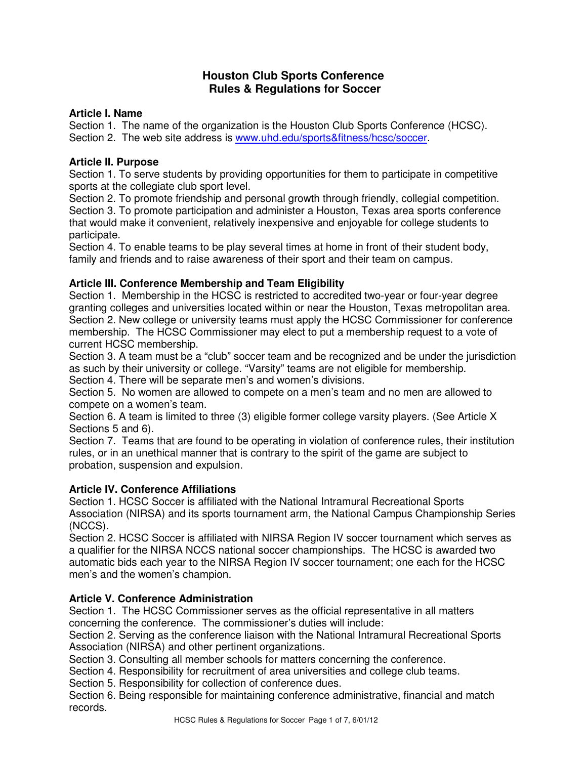# Houston Club Sports Conference
# Rules & Regulations for Soccer

## Article I. Name

Section 1. The name of the organization is the Houston Club Sports Conference (HCSC).
Section 2. The web site address is www.uhd.edu/sports&fitness/hcsc/soccer.

## Article II. Purpose

Section 1. To serve students by providing opportunities for them to participate in competitive sports at the collegiate club sport level.
Section 2. To promote friendship and personal growth through friendly, collegial competition.
Section 3. To promote participation and administer a Houston, Texas area sports conference that would make it convenient, relatively inexpensive and enjoyable for college students to participate.
Section 4. To enable teams to be play several times at home in front of their student body, family and friends and to raise awareness of their sport and their team on campus.

## Article III. Conference Membership and Team Eligibility

Section 1. Membership in the HCSC is restricted to accredited two-year or four-year degree granting colleges and universities located within or near the Houston, Texas metropolitan area.
Section 2. New college or university teams must apply the HCSC Commissioner for conference membership. The HCSC Commissioner may elect to put a membership request to a vote of current HCSC membership.
Section 3. A team must be a "club" soccer team and be recognized and be under the jurisdiction as such by their university or college. "Varsity" teams are not eligible for membership.
Section 4. There will be separate men's and women's divisions.
Section 5. No women are allowed to compete on a men's team and no men are allowed to compete on a women's team.
Section 6. A team is limited to three (3) eligible former college varsity players. (See Article X Sections 5 and 6).
Section 7. Teams that are found to be operating in violation of conference rules, their institution rules, or in an unethical manner that is contrary to the spirit of the game are subject to probation, suspension and expulsion.

## Article IV. Conference Affiliations

Section 1. HCSC Soccer is affiliated with the National Intramural Recreational Sports Association (NIRSA) and its sports tournament arm, the National Campus Championship Series (NCCS).
Section 2. HCSC Soccer is affiliated with NIRSA Region IV soccer tournament which serves as a qualifier for the NIRSA NCCS national soccer championships. The HCSC is awarded two automatic bids each year to the NIRSA Region IV soccer tournament; one each for the HCSC men's and the women's champion.

## Article V. Conference Administration

Section 1. The HCSC Commissioner serves as the official representative in all matters concerning the conference. The commissioner's duties will include:
Section 2. Serving as the conference liaison with the National Intramural Recreational Sports Association (NIRSA) and other pertinent organizations.
Section 3. Consulting all member schools for matters concerning the conference.
Section 4. Responsibility for recruitment of area universities and college club teams.
Section 5. Responsibility for collection of conference dues.
Section 6. Being responsible for maintaining conference administrative, financial and match records.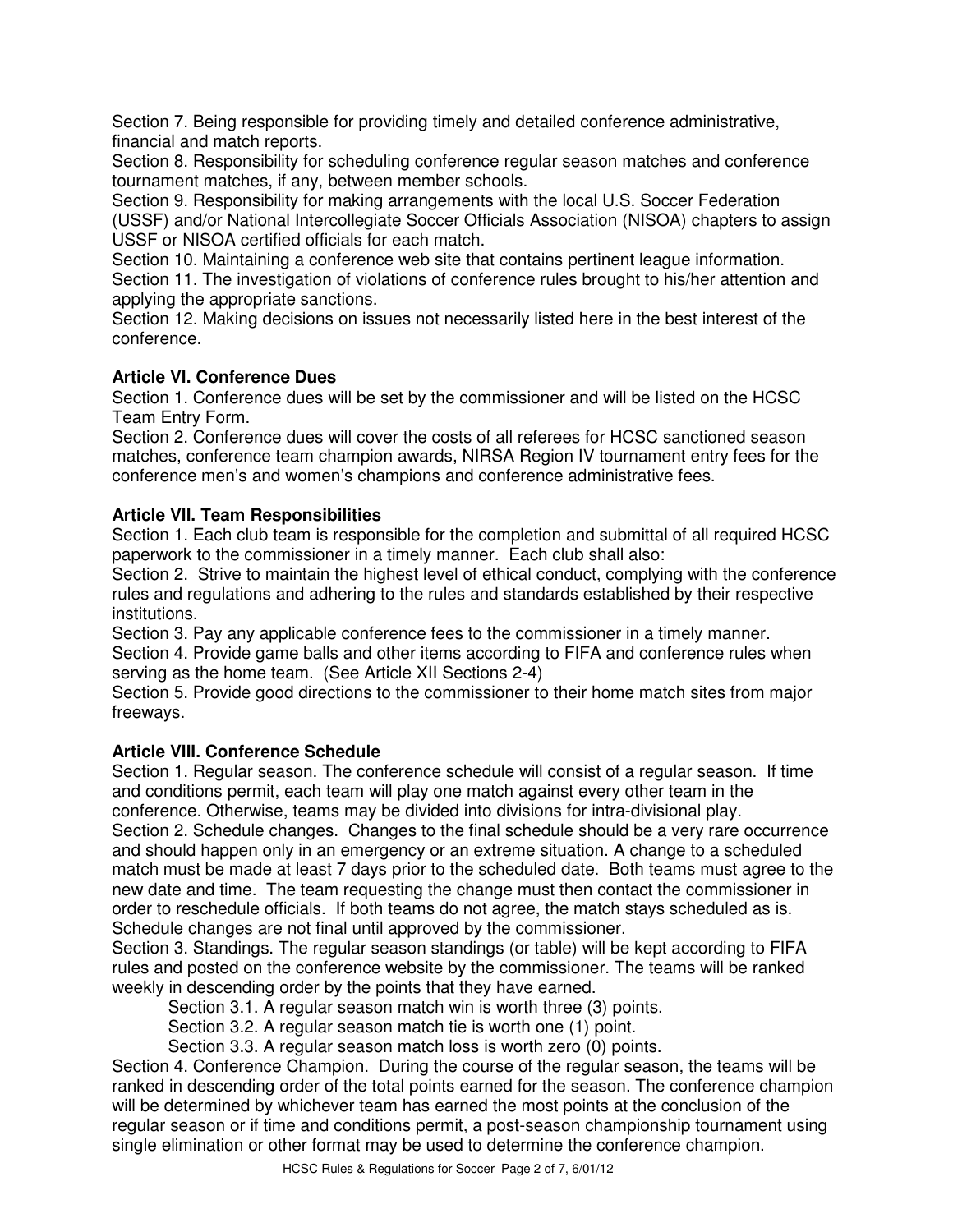Section 7. Being responsible for providing timely and detailed conference administrative, financial and match reports.
Section 8. Responsibility for scheduling conference regular season matches and conference tournament matches, if any, between member schools.
Section 9. Responsibility for making arrangements with the local U.S. Soccer Federation (USSF) and/or National Intercollegiate Soccer Officials Association (NISOA) chapters to assign USSF or NISOA certified officials for each match.
Section 10. Maintaining a conference web site that contains pertinent league information.
Section 11. The investigation of violations of conference rules brought to his/her attention and applying the appropriate sanctions.
Section 12. Making decisions on issues not necessarily listed here in the best interest of the conference.

**Article VI. Conference Dues**

Section 1. Conference dues will be set by the commissioner and will be listed on the HCSC Team Entry Form.
Section 2. Conference dues will cover the costs of all referees for HCSC sanctioned season matches, conference team champion awards, NIRSA Region IV tournament entry fees for the conference men's and women's champions and conference administrative fees.

**Article VII. Team Responsibilities**

Section 1. Each club team is responsible for the completion and submittal of all required HCSC paperwork to the commissioner in a timely manner. Each club shall also:
Section 2. Strive to maintain the highest level of ethical conduct, complying with the conference rules and regulations and adhering to the rules and standards established by their respective institutions.
Section 3. Pay any applicable conference fees to the commissioner in a timely manner.
Section 4. Provide game balls and other items according to FIFA and conference rules when serving as the home team. (See Article XII Sections 2-4)
Section 5. Provide good directions to the commissioner to their home match sites from major freeways.

**Article VIII. Conference Schedule**

Section 1. Regular season. The conference schedule will consist of a regular season. If time and conditions permit, each team will play one match against every other team in the conference. Otherwise, teams may be divided into divisions for intra-divisional play.
Section 2. Schedule changes. Changes to the final schedule should be a very rare occurrence and should happen only in an emergency or an extreme situation. A change to a scheduled match must be made at least 7 days prior to the scheduled date. Both teams must agree to the new date and time. The team requesting the change must then contact the commissioner in order to reschedule officials. If both teams do not agree, the match stays scheduled as is. Schedule changes are not final until approved by the commissioner.
Section 3. Standings. The regular season standings (or table) will be kept according to FIFA rules and posted on the conference website by the commissioner. The teams will be ranked weekly in descending order by the points that they have earned.

- Section 3.1. A regular season match win is worth three (3) points.
- Section 3.2. A regular season match tie is worth one (1) point.
- Section 3.3. A regular season match loss is worth zero (0) points.

Section 4. Conference Champion. During the course of the regular season, the teams will be ranked in descending order of the total points earned for the season. The conference champion will be determined by whichever team has earned the most points at the conclusion of the regular season or if time and conditions permit, a post-season championship tournament using single elimination or other format may be used to determine the conference champion.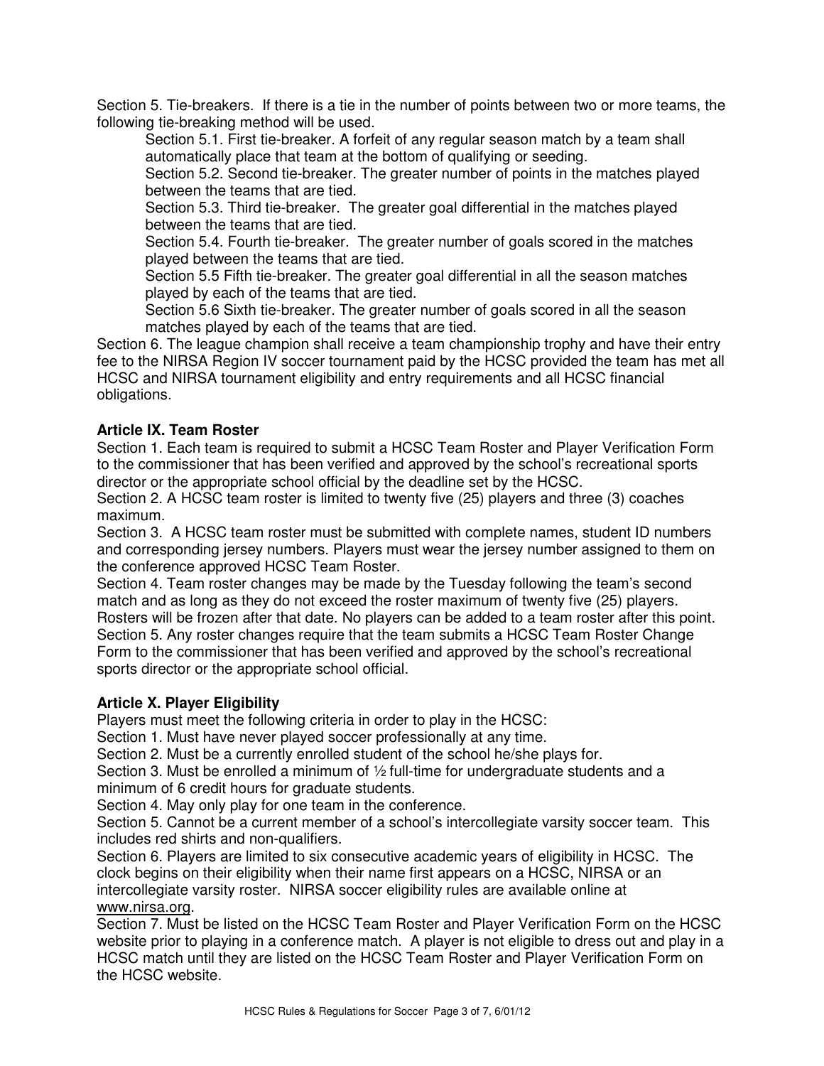Section 5. Tie-breakers. If there is a tie in the number of points between two or more teams, the following tie-breaking method will be used.

Section 5.1. First tie-breaker. A forfeit of any regular season match by a team shall automatically place that team at the bottom of qualifying or seeding.

Section 5.2. Second tie-breaker. The greater number of points in the matches played between the teams that are tied.

Section 5.3. Third tie-breaker. The greater goal differential in the matches played between the teams that are tied.

Section 5.4. Fourth tie-breaker. The greater number of goals scored in the matches played between the teams that are tied.

Section 5.5 Fifth tie-breaker. The greater goal differential in all the season matches played by each of the teams that are tied.

Section 5.6 Sixth tie-breaker. The greater number of goals scored in all the season matches played by each of the teams that are tied.

Section 6. The league champion shall receive a team championship trophy and have their entry fee to the NIRSA Region IV soccer tournament paid by the HCSC provided the team has met all HCSC and NIRSA tournament eligibility and entry requirements and all HCSC financial obligations.

**Article IX. Team Roster**

Section 1. Each team is required to submit a HCSC Team Roster and Player Verification Form to the commissioner that has been verified and approved by the school's recreational sports director or the appropriate school official by the deadline set by the HCSC.

Section 2. A HCSC team roster is limited to twenty five (25) players and three (3) coaches maximum.

Section 3. A HCSC team roster must be submitted with complete names, student ID numbers and corresponding jersey numbers. Players must wear the jersey number assigned to them on the conference approved HCSC Team Roster.

Section 4. Team roster changes may be made by the Tuesday following the team's second match and as long as they do not exceed the roster maximum of twenty five (25) players. Rosters will be frozen after that date. No players can be added to a team roster after this point.

Section 5. Any roster changes require that the team submits a HCSC Team Roster Change Form to the commissioner that has been verified and approved by the school's recreational sports director or the appropriate school official.

**Article X. Player Eligibility**

Players must meet the following criteria in order to play in the HCSC:

Section 1. Must have never played soccer professionally at any time.

Section 2. Must be a currently enrolled student of the school he/she plays for.

Section 3. Must be enrolled a minimum of ½ full-time for undergraduate students and a minimum of 6 credit hours for graduate students.

Section 4. May only play for one team in the conference.

Section 5. Cannot be a current member of a school's intercollegiate varsity soccer team. This includes red shirts and non-qualifiers.

Section 6. Players are limited to six consecutive academic years of eligibility in HCSC. The clock begins on their eligibility when their name first appears on a HCSC, NIRSA or an intercollegiate varsity roster. NIRSA soccer eligibility rules are available online at www.nirsa.org.

Section 7. Must be listed on the HCSC Team Roster and Player Verification Form on the HCSC website prior to playing in a conference match. A player is not eligible to dress out and play in a HCSC match until they are listed on the HCSC Team Roster and Player Verification Form on the HCSC website.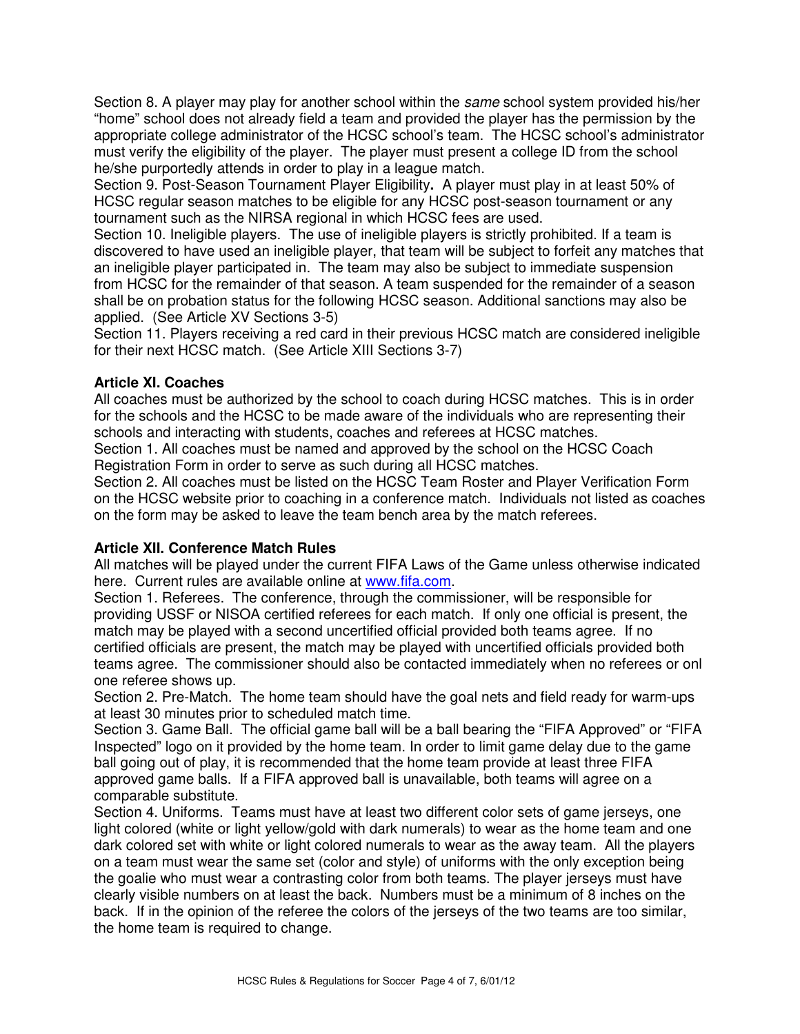Section 8. A player may play for another school within the *same* school system provided his/her "home" school does not already field a team and provided the player has the permission by the appropriate college administrator of the HCSC school's team. The HCSC school's administrator must verify the eligibility of the player. The player must present a college ID from the school he/she purportedly attends in order to play in a league match.

Section 9. Post-Season Tournament Player Eligibility**.** A player must play in at least 50% of HCSC regular season matches to be eligible for any HCSC post-season tournament or any tournament such as the NIRSA regional in which HCSC fees are used.

Section 10. Ineligible players. The use of ineligible players is strictly prohibited. If a team is discovered to have used an ineligible player, that team will be subject to forfeit any matches that an ineligible player participated in. The team may also be subject to immediate suspension from HCSC for the remainder of that season. A team suspended for the remainder of a season shall be on probation status for the following HCSC season. Additional sanctions may also be applied. (See Article XV Sections 3-5)

Section 11. Players receiving a red card in their previous HCSC match are considered ineligible for their next HCSC match. (See Article XIII Sections 3-7)

**Article XI. Coaches**

All coaches must be authorized by the school to coach during HCSC matches. This is in order for the schools and the HCSC to be made aware of the individuals who are representing their schools and interacting with students, coaches and referees at HCSC matches.

Section 1. All coaches must be named and approved by the school on the HCSC Coach Registration Form in order to serve as such during all HCSC matches.

Section 2. All coaches must be listed on the HCSC Team Roster and Player Verification Form on the HCSC website prior to coaching in a conference match. Individuals not listed as coaches on the form may be asked to leave the team bench area by the match referees.

**Article XII. Conference Match Rules**

All matches will be played under the current FIFA Laws of the Game unless otherwise indicated here. Current rules are available online at www.fifa.com.

Section 1. Referees. The conference, through the commissioner, will be responsible for providing USSF or NISOA certified referees for each match. If only one official is present, the match may be played with a second uncertified official provided both teams agree. If no certified officials are present, the match may be played with uncertified officials provided both teams agree. The commissioner should also be contacted immediately when no referees or onl one referee shows up.

Section 2. Pre-Match. The home team should have the goal nets and field ready for warm-ups at least 30 minutes prior to scheduled match time.

Section 3. Game Ball. The official game ball will be a ball bearing the "FIFA Approved" or "FIFA Inspected" logo on it provided by the home team. In order to limit game delay due to the game ball going out of play, it is recommended that the home team provide at least three FIFA approved game balls. If a FIFA approved ball is unavailable, both teams will agree on a comparable substitute.

Section 4. Uniforms. Teams must have at least two different color sets of game jerseys, one light colored (white or light yellow/gold with dark numerals) to wear as the home team and one dark colored set with white or light colored numerals to wear as the away team. All the players on a team must wear the same set (color and style) of uniforms with the only exception being the goalie who must wear a contrasting color from both teams. The player jerseys must have clearly visible numbers on at least the back. Numbers must be a minimum of 8 inches on the back. If in the opinion of the referee the colors of the jerseys of the two teams are too similar, the home team is required to change.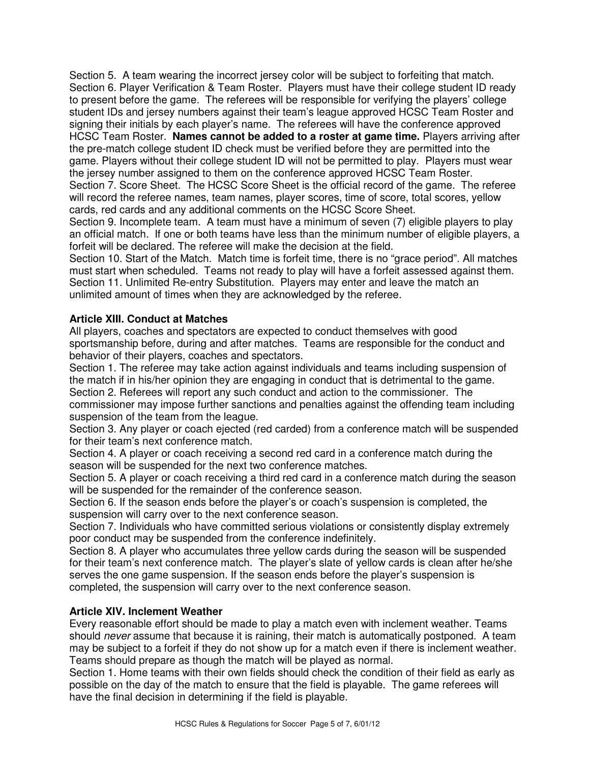Section 5. A team wearing the incorrect jersey color will be subject to forfeiting that match.
Section 6. Player Verification & Team Roster. Players must have their college student ID ready to present before the game. The referees will be responsible for verifying the players' college student IDs and jersey numbers against their team's league approved HCSC Team Roster and signing their initials by each player's name. The referees will have the conference approved HCSC Team Roster. **Names cannot be added to a roster at game time.** Players arriving after the pre-match college student ID check must be verified before they are permitted into the game. Players without their college student ID will not be permitted to play. Players must wear the jersey number assigned to them on the conference approved HCSC Team Roster.
Section 7. Score Sheet. The HCSC Score Sheet is the official record of the game. The referee will record the referee names, team names, player scores, time of score, total scores, yellow cards, red cards and any additional comments on the HCSC Score Sheet.
Section 9. Incomplete team. A team must have a minimum of seven (7) eligible players to play an official match. If one or both teams have less than the minimum number of eligible players, a forfeit will be declared. The referee will make the decision at the field.
Section 10. Start of the Match. Match time is forfeit time, there is no "grace period". All matches must start when scheduled. Teams not ready to play will have a forfeit assessed against them.
Section 11. Unlimited Re-entry Substitution. Players may enter and leave the match an unlimited amount of times when they are acknowledged by the referee.

**Article XIII. Conduct at Matches**

All players, coaches and spectators are expected to conduct themselves with good sportsmanship before, during and after matches. Teams are responsible for the conduct and behavior of their players, coaches and spectators.
Section 1. The referee may take action against individuals and teams including suspension of the match if in his/her opinion they are engaging in conduct that is detrimental to the game.
Section 2. Referees will report any such conduct and action to the commissioner. The commissioner may impose further sanctions and penalties against the offending team including suspension of the team from the league.
Section 3. Any player or coach ejected (red carded) from a conference match will be suspended for their team's next conference match.
Section 4. A player or coach receiving a second red card in a conference match during the season will be suspended for the next two conference matches.
Section 5. A player or coach receiving a third red card in a conference match during the season will be suspended for the remainder of the conference season.
Section 6. If the season ends before the player's or coach's suspension is completed, the suspension will carry over to the next conference season.
Section 7. Individuals who have committed serious violations or consistently display extremely poor conduct may be suspended from the conference indefinitely.
Section 8. A player who accumulates three yellow cards during the season will be suspended for their team's next conference match. The player's slate of yellow cards is clean after he/she serves the one game suspension. If the season ends before the player's suspension is completed, the suspension will carry over to the next conference season.

**Article XIV. Inclement Weather**

Every reasonable effort should be made to play a match even with inclement weather. Teams should *never* assume that because it is raining, their match is automatically postponed. A team may be subject to a forfeit if they do not show up for a match even if there is inclement weather. Teams should prepare as though the match will be played as normal.
Section 1. Home teams with their own fields should check the condition of their field as early as possible on the day of the match to ensure that the field is playable. The game referees will have the final decision in determining if the field is playable.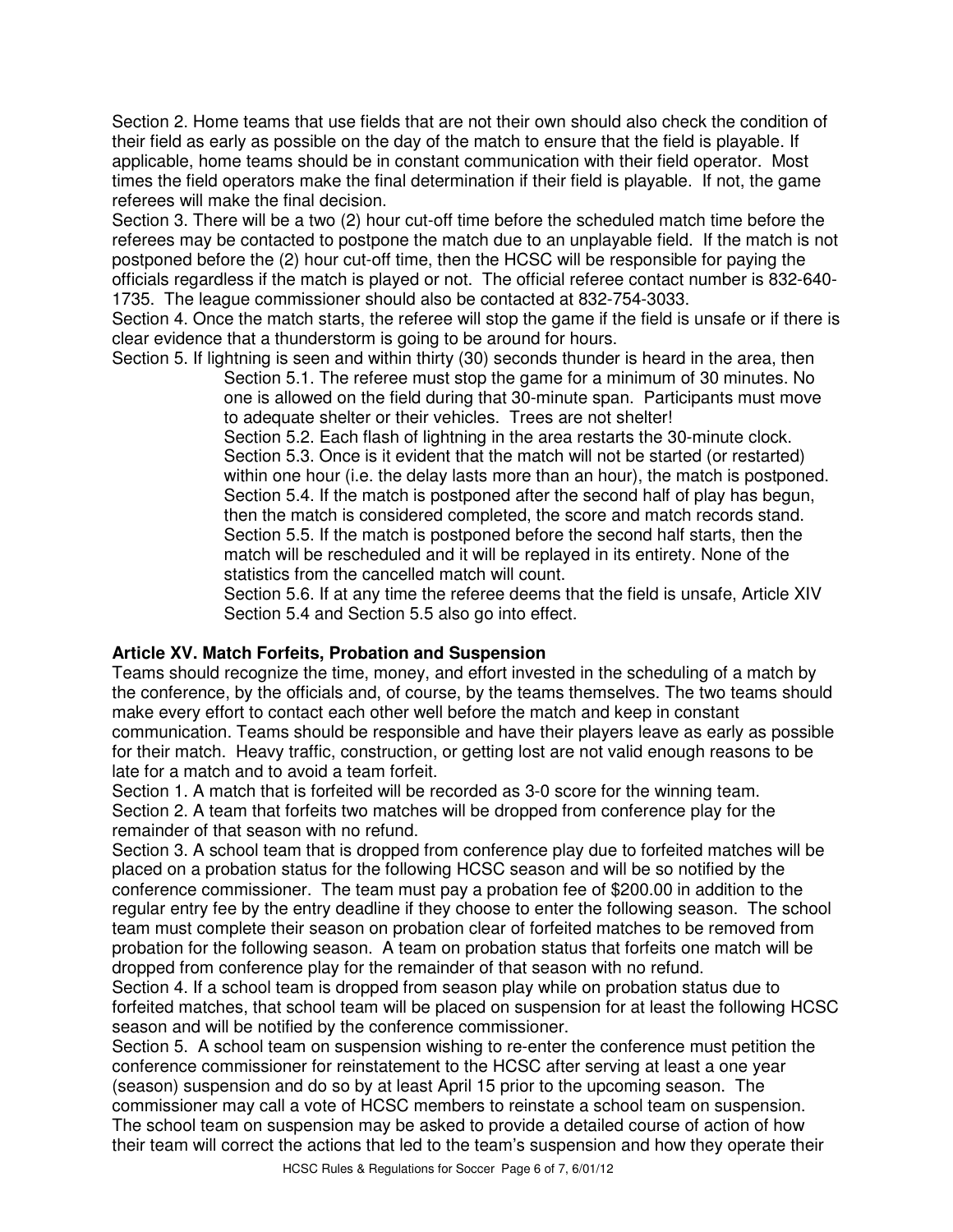Section 2. Home teams that use fields that are not their own should also check the condition of their field as early as possible on the day of the match to ensure that the field is playable. If applicable, home teams should be in constant communication with their field operator. Most times the field operators make the final determination if their field is playable. If not, the game referees will make the final decision.

Section 3. There will be a two (2) hour cut-off time before the scheduled match time before the referees may be contacted to postpone the match due to an unplayable field. If the match is not postponed before the (2) hour cut-off time, then the HCSC will be responsible for paying the officials regardless if the match is played or not. The official referee contact number is 832-640-1735. The league commissioner should also be contacted at 832-754-3033.

Section 4. Once the match starts, the referee will stop the game if the field is unsafe or if there is clear evidence that a thunderstorm is going to be around for hours.

Section 5. If lightning is seen and within thirty (30) seconds thunder is heard in the area, then

> Section 5.1. The referee must stop the game for a minimum of 30 minutes. No one is allowed on the field during that 30-minute span. Participants must move to adequate shelter or their vehicles. Trees are not shelter!
>
> Section 5.2. Each flash of lightning in the area restarts the 30-minute clock.
>
> Section 5.3. Once is it evident that the match will not be started (or restarted) within one hour (i.e. the delay lasts more than an hour), the match is postponed.
>
> Section 5.4. If the match is postponed after the second half of play has begun, then the match is considered completed, the score and match records stand.
>
> Section 5.5. If the match is postponed before the second half starts, then the match will be rescheduled and it will be replayed in its entirety. None of the statistics from the cancelled match will count.
>
> Section 5.6. If at any time the referee deems that the field is unsafe, Article XIV Section 5.4 and Section 5.5 also go into effect.

**Article XV. Match Forfeits, Probation and Suspension**

Teams should recognize the time, money, and effort invested in the scheduling of a match by the conference, by the officials and, of course, by the teams themselves. The two teams should make every effort to contact each other well before the match and keep in constant communication. Teams should be responsible and have their players leave as early as possible for their match. Heavy traffic, construction, or getting lost are not valid enough reasons to be late for a match and to avoid a team forfeit.

Section 1. A match that is forfeited will be recorded as 3-0 score for the winning team.

Section 2. A team that forfeits two matches will be dropped from conference play for the remainder of that season with no refund.

Section 3. A school team that is dropped from conference play due to forfeited matches will be placed on a probation status for the following HCSC season and will be so notified by the conference commissioner. The team must pay a probation fee of $200.00 in addition to the regular entry fee by the entry deadline if they choose to enter the following season. The school team must complete their season on probation clear of forfeited matches to be removed from probation for the following season. A team on probation status that forfeits one match will be dropped from conference play for the remainder of that season with no refund.

Section 4. If a school team is dropped from season play while on probation status due to forfeited matches, that school team will be placed on suspension for at least the following HCSC season and will be notified by the conference commissioner.

Section 5. A school team on suspension wishing to re-enter the conference must petition the conference commissioner for reinstatement to the HCSC after serving at least a one year (season) suspension and do so by at least April 15 prior to the upcoming season. The commissioner may call a vote of HCSC members to reinstate a school team on suspension. The school team on suspension may be asked to provide a detailed course of action of how their team will correct the actions that led to the team's suspension and how they operate their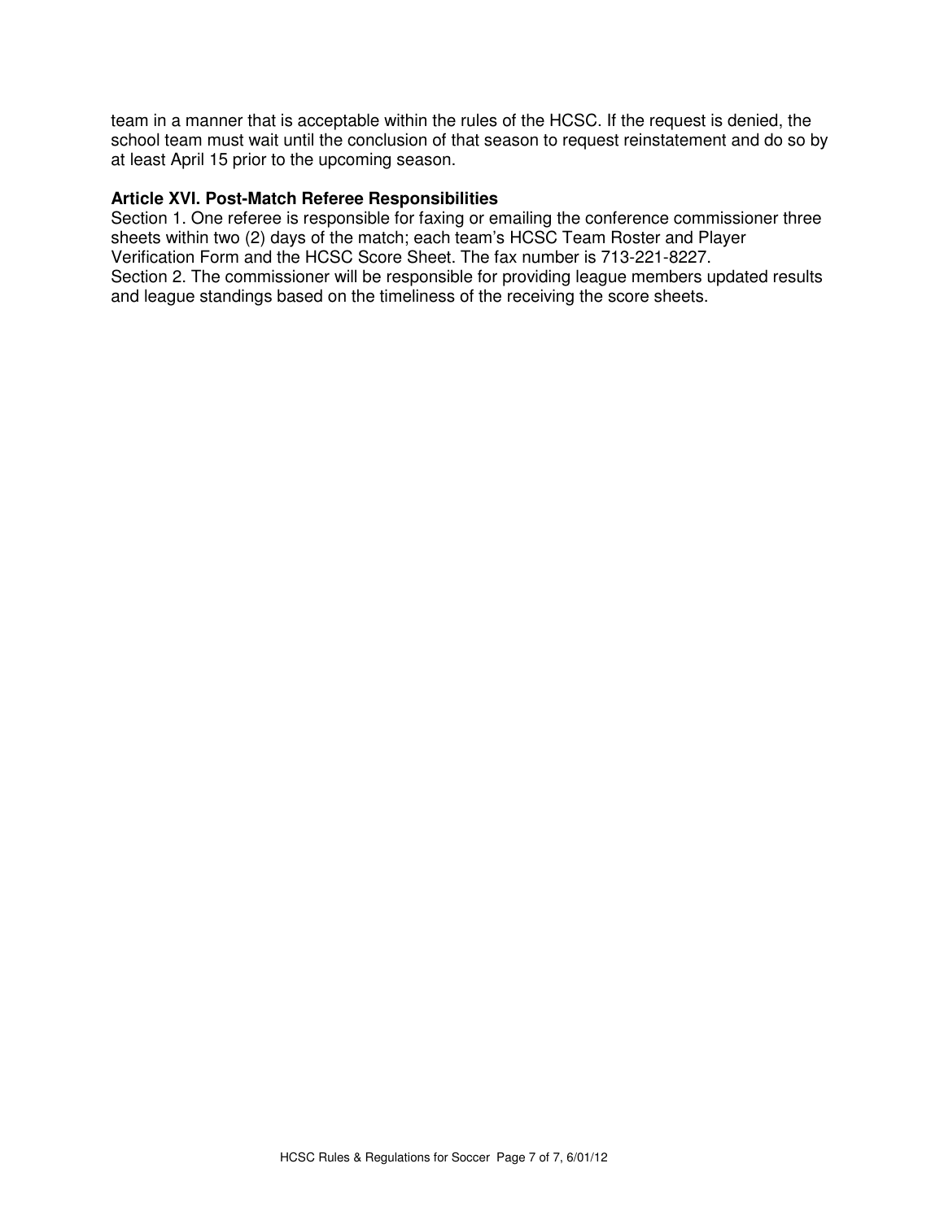team in a manner that is acceptable within the rules of the HCSC. If the request is denied, the school team must wait until the conclusion of that season to request reinstatement and do so by at least April 15 prior to the upcoming season.

**Article XVI. Post-Match Referee Responsibilities**

Section 1. One referee is responsible for faxing or emailing the conference commissioner three sheets within two (2) days of the match; each team's HCSC Team Roster and Player Verification Form and the HCSC Score Sheet. The fax number is 713-221-8227.

Section 2. The commissioner will be responsible for providing league members updated results and league standings based on the timeliness of the receiving the score sheets.